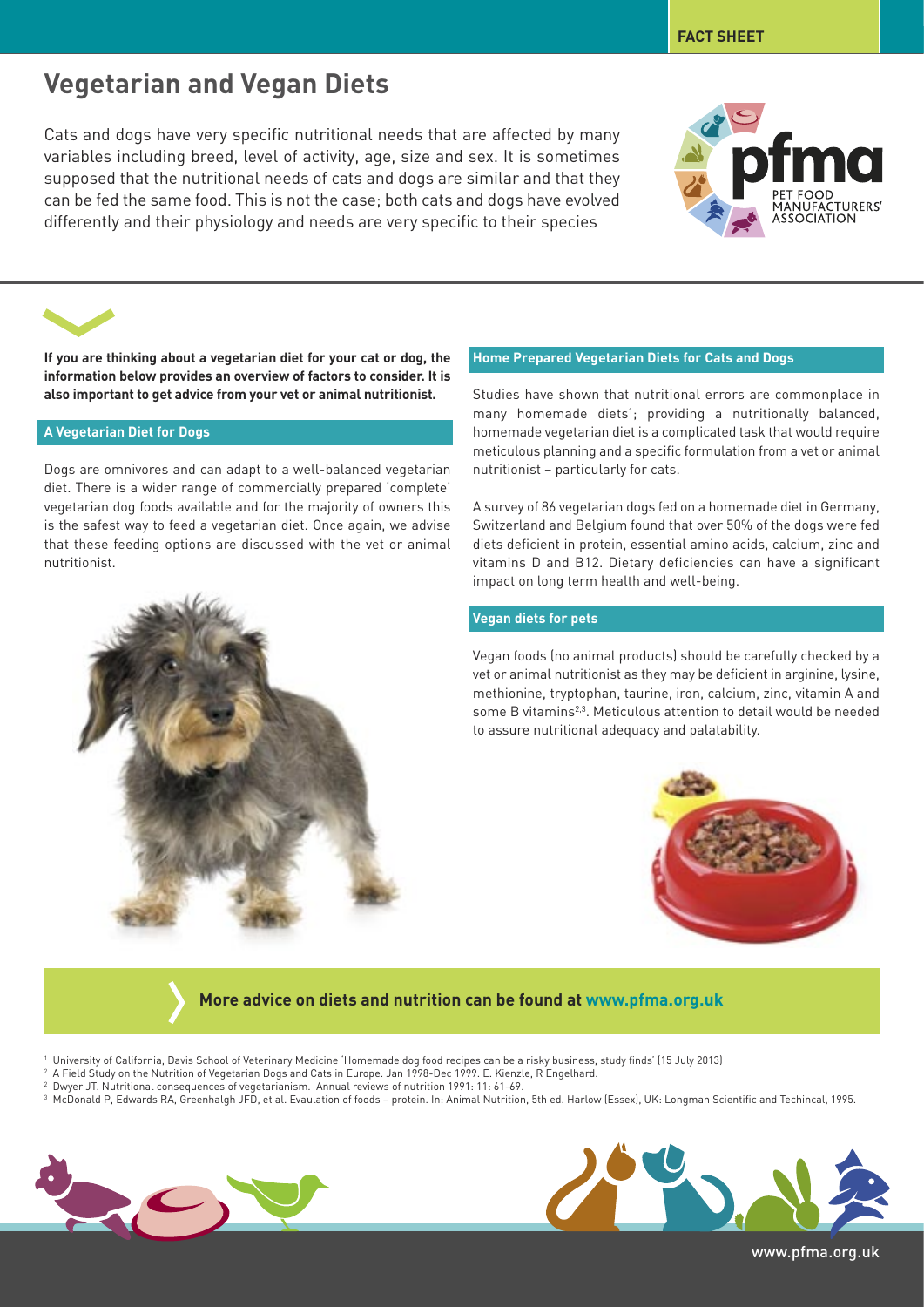FACT SHEET

# Vegetarian and Vegan Diets

Cats and dogs have very specific nutritional needs that are affected by many variables including breed, level of activity, age, size and sex. It is sometimes supposed that the nutritional needs of cats and dogs are similar and that they can be fed the same food. This is not the case; both cats and dogs have evolved differently and their physiology and needs are very specific to their species

**If you are thinking about a vegetarian diet for your cat or dog, the information below provides an overview of factors to consider. It is also important to get advice from your vet or animal nutritionist.**

## A Vegetarian Diet for Dogs

Dogs are omnivores and can adapt to a well-balanced vegetarian diet. There is a wider range of commercially prepared 'complete' vegetarian dog foods available and for the majority of owners this is the safest way to feed a vegetarian diet. Once again, we advise that these feeding options are discussed with the vet or animal nutritionist.

## Home Prepared Vegetarian Diets for Cats and Dogs

Studies have shown that nutritional errors are commonplace in many homemade diets[1]; providing a nutritionally balanced, homemade vegetarian diet is a complicated task that would require meticulous planning and a specific formulation from a vet or animal nutritionist – particularly for cats.

A survey of 86 vegetarian dogs fed on a homemade diet in Germany, Switzerland and Belgium found that over 50% of the dogs were fed diets deficient in protein, essential amino acids, calcium, zinc and vitamins D and B12. Dietary deficiencies can have a significant impact on long term health and well-being.

## Vegan diets for pets

Vegan foods (no animal products) should be carefully checked by a vet or animal nutritionist as they may be deficient in arginine, lysine, methionine, tryptophan, taurine, iron, calcium, zinc, vitamin A and some B vitamins[2,3]. Meticulous attention to detail would be needed to assure nutritional adequacy and palatability.

**More advice on diets and nutrition can be found at www.pfma.org.uk**

[1] University of California, Davis School of Veterinary Medicine 'Homemade dog food recipes can be a risky business, study finds' (15 July 2013)

[2] A Field Study on the Nutrition of Vegetarian Dogs and Cats in Europe. Jan 1998-Dec 1999. E. Kienzle, R Engelhard.

[2] Dwyer JT. Nutritional consequences of vegetarianism. Annual reviews of nutrition 1991: 11: 61-69.

[3] McDonald P, Edwards RA, Greenhalgh JFD, et al. Evaulation of foods – protein. In: Animal Nutrition, 5th ed. Harlow (Essex), UK: Longman Scientific and Techincal, 1995.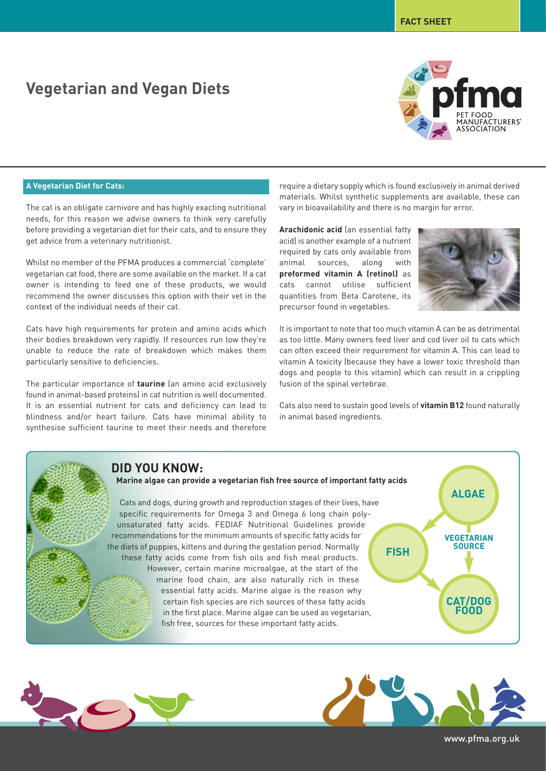# Vegetarian and Vegan Diets

## A Vegetarian Diet for Cats:

The cat is an obligate carnivore and has highly exacting nutritional needs, for this reason we advise owners to think very carefully before providing a vegetarian diet for their cats, and to ensure they get advice from a veterinary nutritionist.

Whilst no member of the PFMA produces a commercial 'complete' vegetarian cat food, there are some available on the market. If a cat owner is intending to feed one of these products, we would recommend the owner discusses this option with their vet in the context of the individual needs of their cat.

Cats have high requirements for protein and amino acids which their bodies breakdown very rapidly. If resources run low they're unable to reduce the rate of breakdown which makes them particularly sensitive to deficiencies.

The particular importance of **taurine** (an amino acid exclusively found in animal-based proteins) in cat nutrition is well documented. It is an essential nutrient for cats and deficiency can lead to blindness and/or heart failure. Cats have minimal ability to synthesise sufficient taurine to meet their needs and therefore require a dietary supply which is found exclusively in animal derived materials. Whilst synthetic supplements are available, these can vary in bioavailability and there is no margin for error.

**Arachidonic acid** (an essential fatty acid) is another example of a nutrient required by cats only available from animal sources, along with **preformed vitamin A (retinol)** as cats cannot utilise sufficient quantities from Beta Carotene, its precursor found in vegetables.

It is important to note that too much vitamin A can be as detrimental as too little. Many owners feed liver and cod liver oil to cats which can often exceed their requirement for vitamin A. This can lead to vitamin A toxicity (because they have a lower toxic threshold than dogs and people to this vitamin) which can result in a crippling fusion of the spinal vertebrae.

Cats also need to sustain good levels of **vitamin B12** found naturally in animal based ingredients.

## DID YOU KNOW:

**Marine algae can provide a vegetarian fish free source of important fatty acids**

Cats and dogs, during growth and reproduction stages of their lives, have specific requirements for Omega 3 and Omega 6 long chain poly-unsaturated fatty acids. FEDIAF Nutritional Guidelines provide recommendations for the minimum amounts of specific fatty acids for the diets of puppies, kittens and during the gestation period. Normally these fatty acids come from fish oils and fish meal products. However, certain marine microalgae, at the start of the marine food chain, are also naturally rich in these essential fatty acids. Marine algae is the reason why certain fish species are rich sources of these fatty acids in the first place. Marine algae can be used as vegetarian, fish free, sources for these important fatty acids.

ALGAE

FISH

VEGETARIAN SOURCE

CAT/DOG FOOD